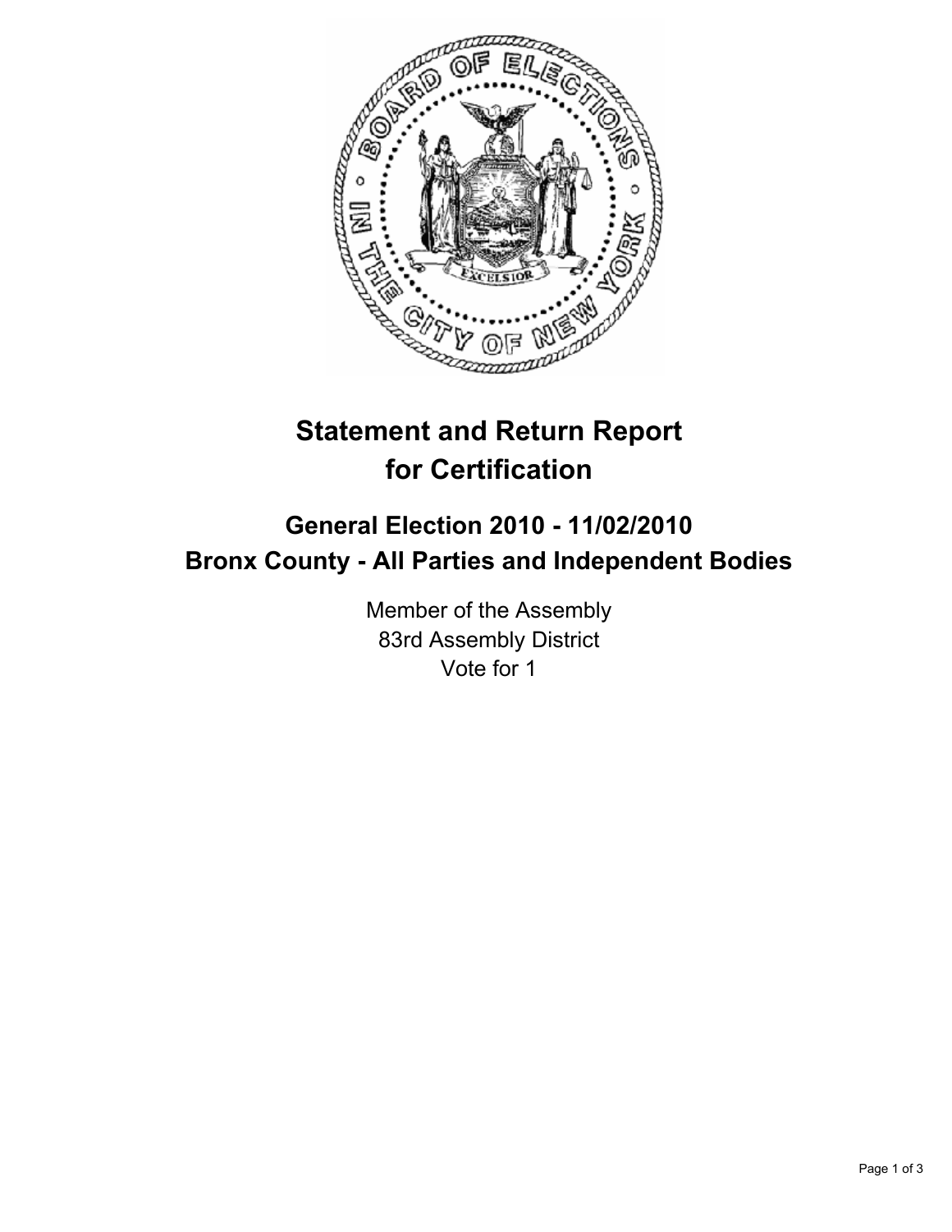# Statement and Return Report for Certification

## General Election 2010 - 11/02/2010
## Bronx County - All Parties and Independent Bodies

Member of the Assembly
83rd Assembly District
Vote for 1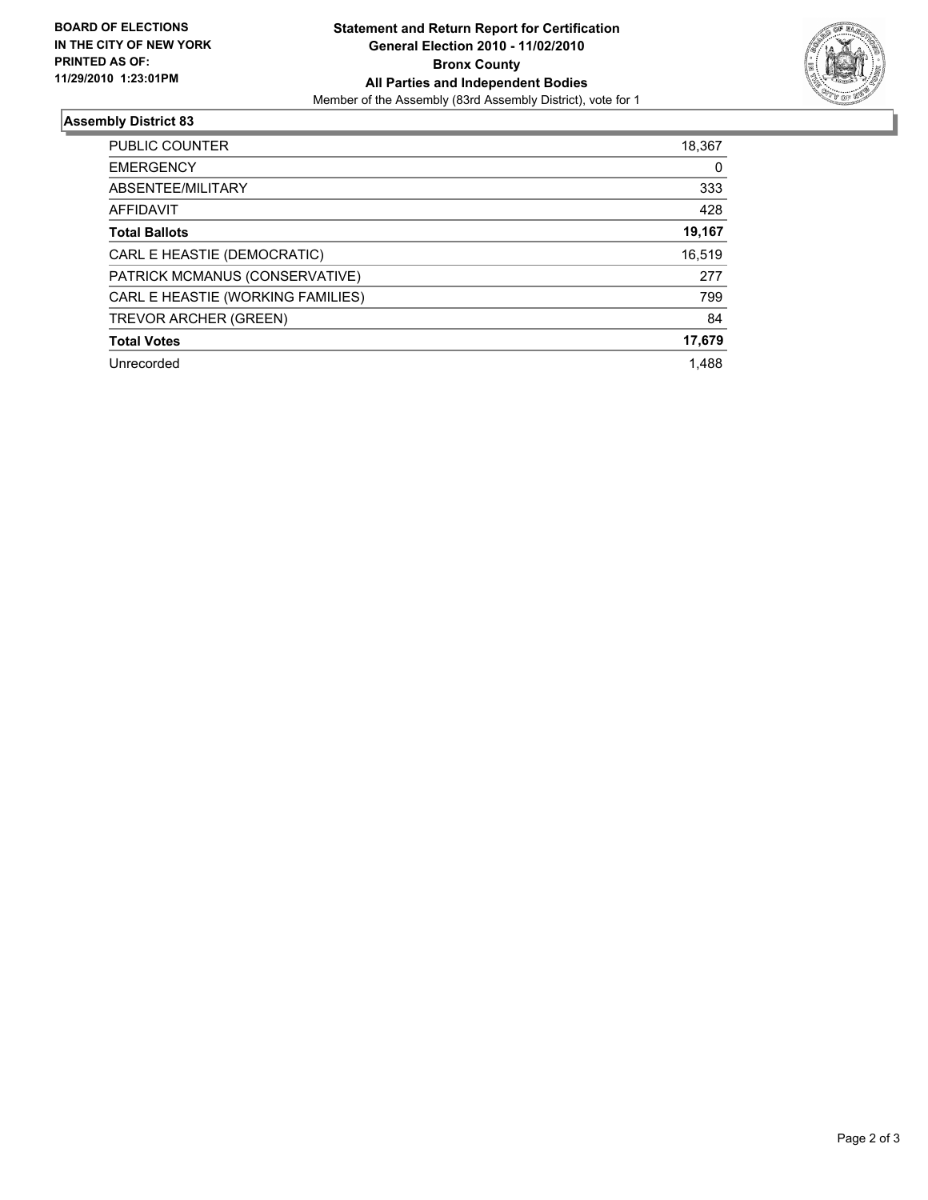**BOARD OF ELECTIONS IN THE CITY OF NEW YORK PRINTED AS OF: 11/29/2010 1:23:01PM**

**Statement and Return Report for Certification**
**General Election 2010 - 11/02/2010**
**Bronx County**
**All Parties and Independent Bodies**
Member of the Assembly (83rd Assembly District), vote for 1

## Assembly District 83

| | |
|---|---|
| PUBLIC COUNTER | 18,367 |
| EMERGENCY | 0 |
| ABSENTEE/MILITARY | 333 |
| AFFIDAVIT | 428 |
| **Total Ballots** | **19,167** |
| CARL E HEASTIE (DEMOCRATIC) | 16,519 |
| PATRICK MCMANUS (CONSERVATIVE) | 277 |
| CARL E HEASTIE (WORKING FAMILIES) | 799 |
| TREVOR ARCHER (GREEN) | 84 |
| **Total Votes** | **17,679** |
| Unrecorded | 1,488 |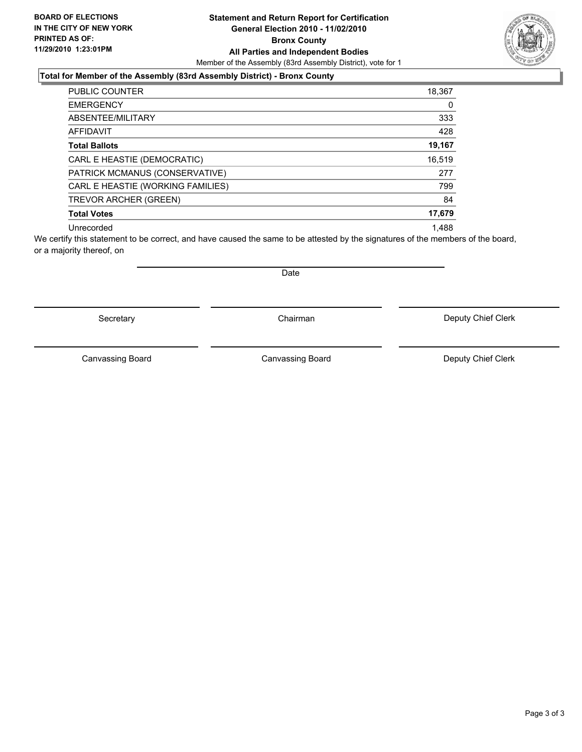**BOARD OF ELECTIONS IN THE CITY OF NEW YORK PRINTED AS OF: 11/29/2010 1:23:01PM**

**Statement and Return Report for Certification**
**General Election 2010 - 11/02/2010**
**Bronx County**
**All Parties and Independent Bodies**
Member of the Assembly (83rd Assembly District), vote for 1

**Total for Member of the Assembly (83rd Assembly District) - Bronx County**

| | |
|---|---|
| PUBLIC COUNTER | 18,367 |
| EMERGENCY | 0 |
| ABSENTEE/MILITARY | 333 |
| AFFIDAVIT | 428 |
| **Total Ballots** | **19,167** |
| CARL E HEASTIE (DEMOCRATIC) | 16,519 |
| PATRICK MCMANUS (CONSERVATIVE) | 277 |
| CARL E HEASTIE (WORKING FAMILIES) | 799 |
| TREVOR ARCHER (GREEN) | 84 |
| **Total Votes** | **17,679** |
| Unrecorded | 1,488 |

We certify this statement to be correct, and have caused the same to be attested by the signatures of the members of the board, or a majority thereof, on

Date

Secretary | Chairman | Deputy Chief Clerk

Canvassing Board | Canvassing Board | Deputy Chief Clerk